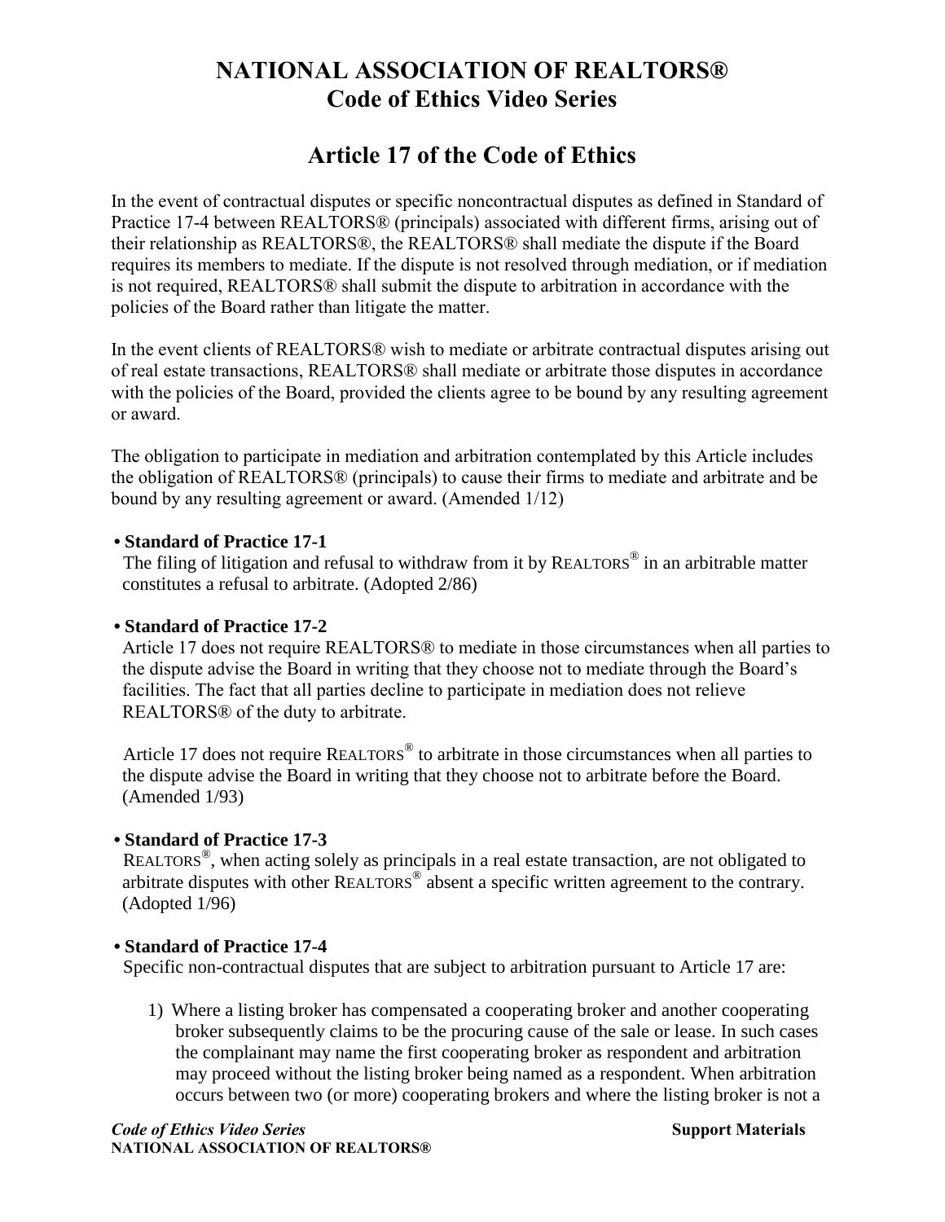# NATIONAL ASSOCIATION OF REALTORS®
# Code of Ethics Video Series

## Article 17 of the Code of Ethics

In the event of contractual disputes or specific noncontractual disputes as defined in Standard of Practice 17-4 between REALTORS® (principals) associated with different firms, arising out of their relationship as REALTORS®, the REALTORS® shall mediate the dispute if the Board requires its members to mediate. If the dispute is not resolved through mediation, or if mediation is not required, REALTORS® shall submit the dispute to arbitration in accordance with the policies of the Board rather than litigate the matter.

In the event clients of REALTORS® wish to mediate or arbitrate contractual disputes arising out of real estate transactions, REALTORS® shall mediate or arbitrate those disputes in accordance with the policies of the Board, provided the clients agree to be bound by any resulting agreement or award.

The obligation to participate in mediation and arbitration contemplated by this Article includes the obligation of REALTORS® (principals) to cause their firms to mediate and arbitrate and be bound by any resulting agreement or award. (Amended 1/12)

- **Standard of Practice 17-1**
  The filing of litigation and refusal to withdraw from it by REALTORS® in an arbitrable matter constitutes a refusal to arbitrate. (Adopted 2/86)

- **Standard of Practice 17-2**
  Article 17 does not require REALTORS® to mediate in those circumstances when all parties to the dispute advise the Board in writing that they choose not to mediate through the Board's facilities. The fact that all parties decline to participate in mediation does not relieve REALTORS® of the duty to arbitrate.

  Article 17 does not require REALTORS® to arbitrate in those circumstances when all parties to the dispute advise the Board in writing that they choose not to arbitrate before the Board. (Amended 1/93)

- **Standard of Practice 17-3**
  REALTORS®, when acting solely as principals in a real estate transaction, are not obligated to arbitrate disputes with other REALTORS® absent a specific written agreement to the contrary. (Adopted 1/96)

- **Standard of Practice 17-4**
  Specific non-contractual disputes that are subject to arbitration pursuant to Article 17 are:

  1) Where a listing broker has compensated a cooperating broker and another cooperating broker subsequently claims to be the procuring cause of the sale or lease. In such cases the complainant may name the first cooperating broker as respondent and arbitration may proceed without the listing broker being named as a respondent. When arbitration occurs between two (or more) cooperating brokers and where the listing broker is not a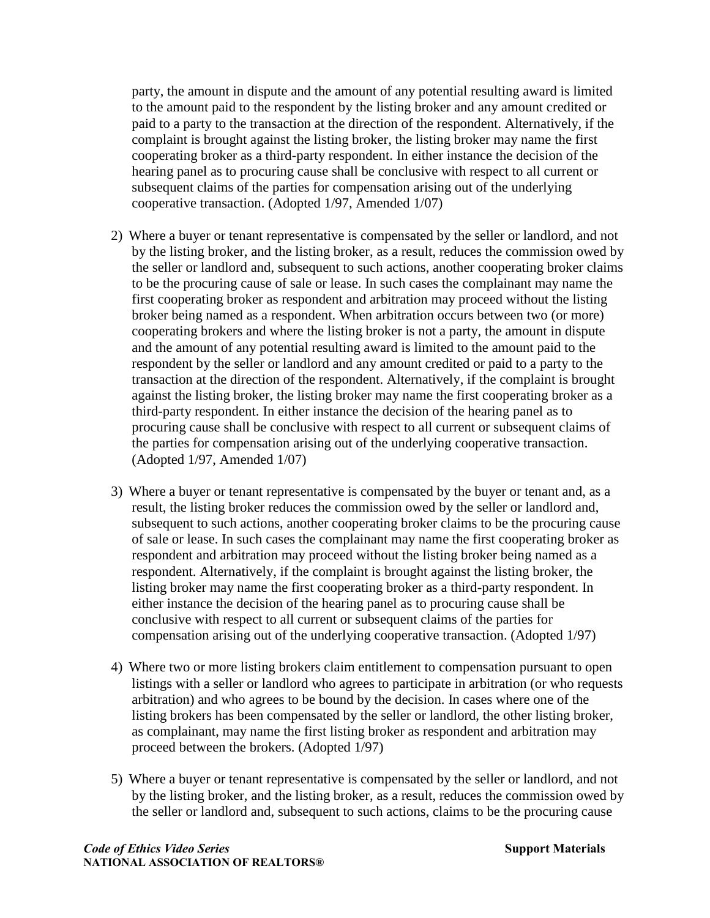party, the amount in dispute and the amount of any potential resulting award is limited to the amount paid to the respondent by the listing broker and any amount credited or paid to a party to the transaction at the direction of the respondent. Alternatively, if the complaint is brought against the listing broker, the listing broker may name the first cooperating broker as a third-party respondent. In either instance the decision of the hearing panel as to procuring cause shall be conclusive with respect to all current or subsequent claims of the parties for compensation arising out of the underlying cooperative transaction. (Adopted 1/97, Amended 1/07)

2) Where a buyer or tenant representative is compensated by the seller or landlord, and not by the listing broker, and the listing broker, as a result, reduces the commission owed by the seller or landlord and, subsequent to such actions, another cooperating broker claims to be the procuring cause of sale or lease. In such cases the complainant may name the first cooperating broker as respondent and arbitration may proceed without the listing broker being named as a respondent. When arbitration occurs between two (or more) cooperating brokers and where the listing broker is not a party, the amount in dispute and the amount of any potential resulting award is limited to the amount paid to the respondent by the seller or landlord and any amount credited or paid to a party to the transaction at the direction of the respondent. Alternatively, if the complaint is brought against the listing broker, the listing broker may name the first cooperating broker as a third-party respondent. In either instance the decision of the hearing panel as to procuring cause shall be conclusive with respect to all current or subsequent claims of the parties for compensation arising out of the underlying cooperative transaction. (Adopted 1/97, Amended 1/07)

3) Where a buyer or tenant representative is compensated by the buyer or tenant and, as a result, the listing broker reduces the commission owed by the seller or landlord and, subsequent to such actions, another cooperating broker claims to be the procuring cause of sale or lease. In such cases the complainant may name the first cooperating broker as respondent and arbitration may proceed without the listing broker being named as a respondent. Alternatively, if the complaint is brought against the listing broker, the listing broker may name the first cooperating broker as a third-party respondent. In either instance the decision of the hearing panel as to procuring cause shall be conclusive with respect to all current or subsequent claims of the parties for compensation arising out of the underlying cooperative transaction. (Adopted 1/97)

4) Where two or more listing brokers claim entitlement to compensation pursuant to open listings with a seller or landlord who agrees to participate in arbitration (or who requests arbitration) and who agrees to be bound by the decision. In cases where one of the listing brokers has been compensated by the seller or landlord, the other listing broker, as complainant, may name the first listing broker as respondent and arbitration may proceed between the brokers. (Adopted 1/97)

5) Where a buyer or tenant representative is compensated by the seller or landlord, and not by the listing broker, and the listing broker, as a result, reduces the commission owed by the seller or landlord and, subsequent to such actions, claims to be the procuring cause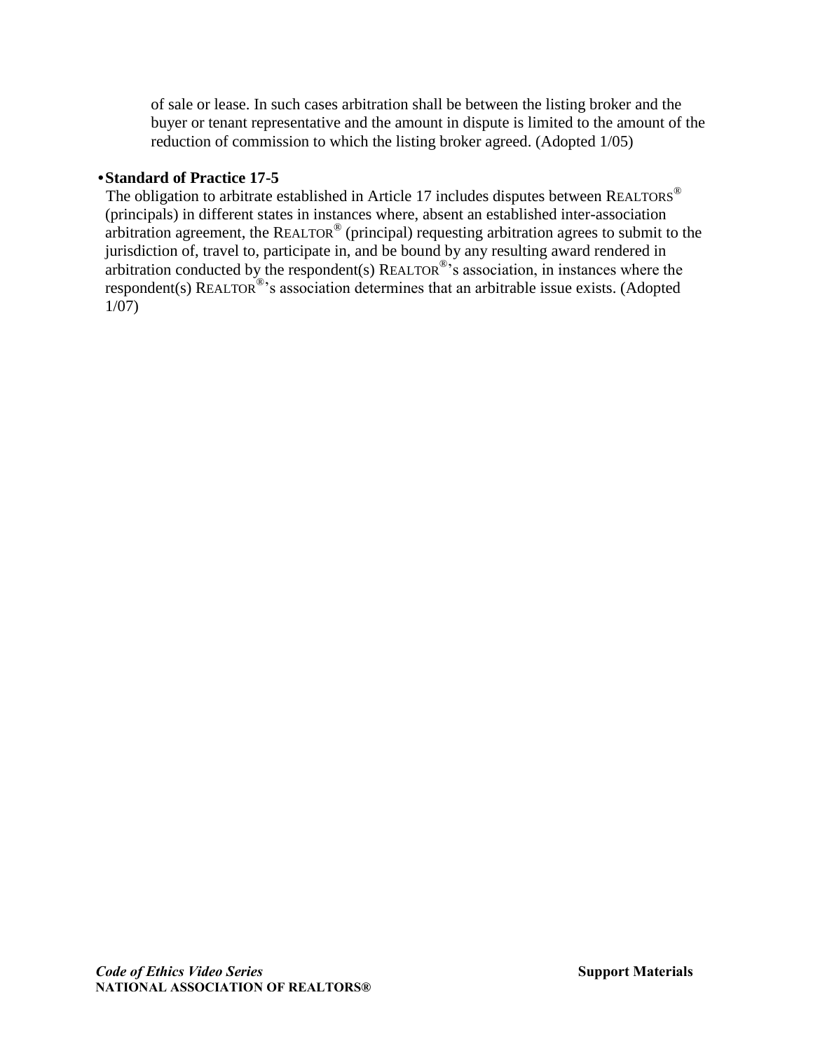of sale or lease. In such cases arbitration shall be between the listing broker and the buyer or tenant representative and the amount in dispute is limited to the amount of the reduction of commission to which the listing broker agreed. (Adopted 1/05)

- **Standard of Practice 17-5**

The obligation to arbitrate established in Article 17 includes disputes between REALTORS® (principals) in different states in instances where, absent an established inter-association arbitration agreement, the REALTOR® (principal) requesting arbitration agrees to submit to the jurisdiction of, travel to, participate in, and be bound by any resulting award rendered in arbitration conducted by the respondent(s) REALTOR®'s association, in instances where the respondent(s) REALTOR®'s association determines that an arbitrable issue exists. (Adopted 1/07)